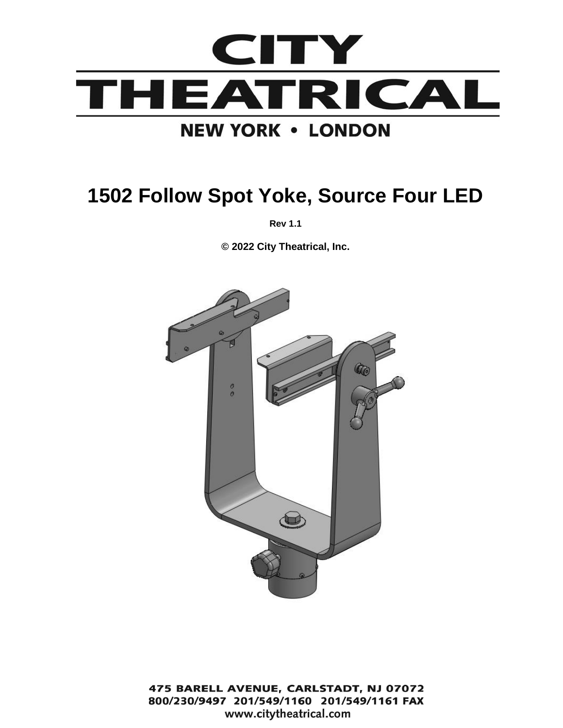# CITY THEATRICAL

**NEW YORK • LONDON**

# 1502 Follow Spot Yoke, Source Four LED

**Rev 1.1**

**© 2022 City Theatrical, Inc.**

**475 BARELL AVENUE, CARLSTADT, NJ 07072**
**800/230/9497 201/549/1160 201/549/1161 FAX**
**www.citytheatrical.com**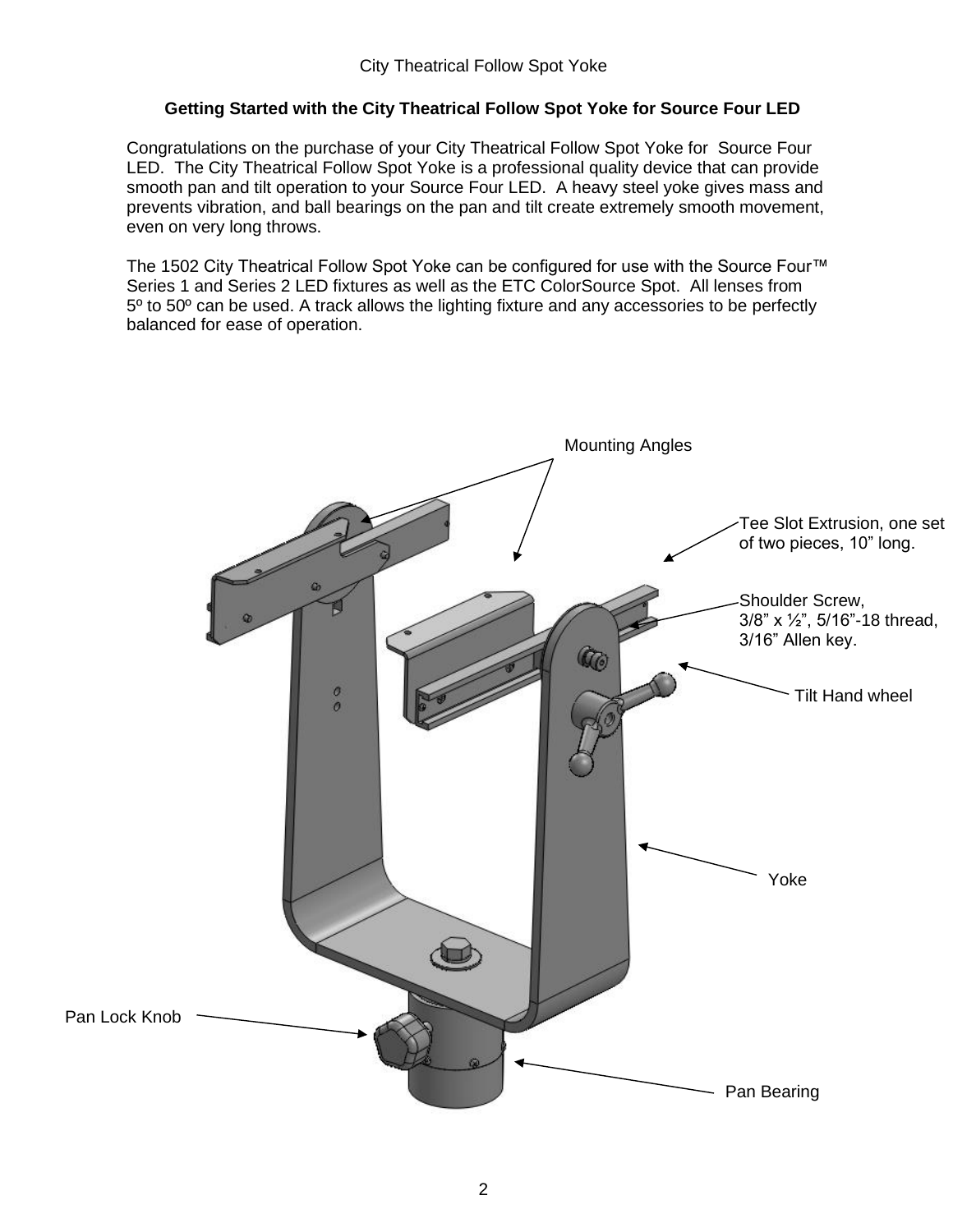City Theatrical Follow Spot Yoke

**Getting Started with the City Theatrical Follow Spot Yoke for Source Four LED**

Congratulations on the purchase of your City Theatrical Follow Spot Yoke for Source Four LED. The City Theatrical Follow Spot Yoke is a professional quality device that can provide smooth pan and tilt operation to your Source Four LED. A heavy steel yoke gives mass and prevents vibration, and ball bearings on the pan and tilt create extremely smooth movement, even on very long throws.

The 1502 City Theatrical Follow Spot Yoke can be configured for use with the Source Four™ Series 1 and Series 2 LED fixtures as well as the ETC ColorSource Spot. All lenses from 5º to 50º can be used. A track allows the lighting fixture and any accessories to be perfectly balanced for ease of operation.

Mounting Angles

Tee Slot Extrusion, one set of two pieces, 10" long.

Shoulder Screw, 3/8" x ½", 5/16"-18 thread, 3/16" Allen key.

Tilt Hand wheel

Yoke

Pan Lock Knob

Pan Bearing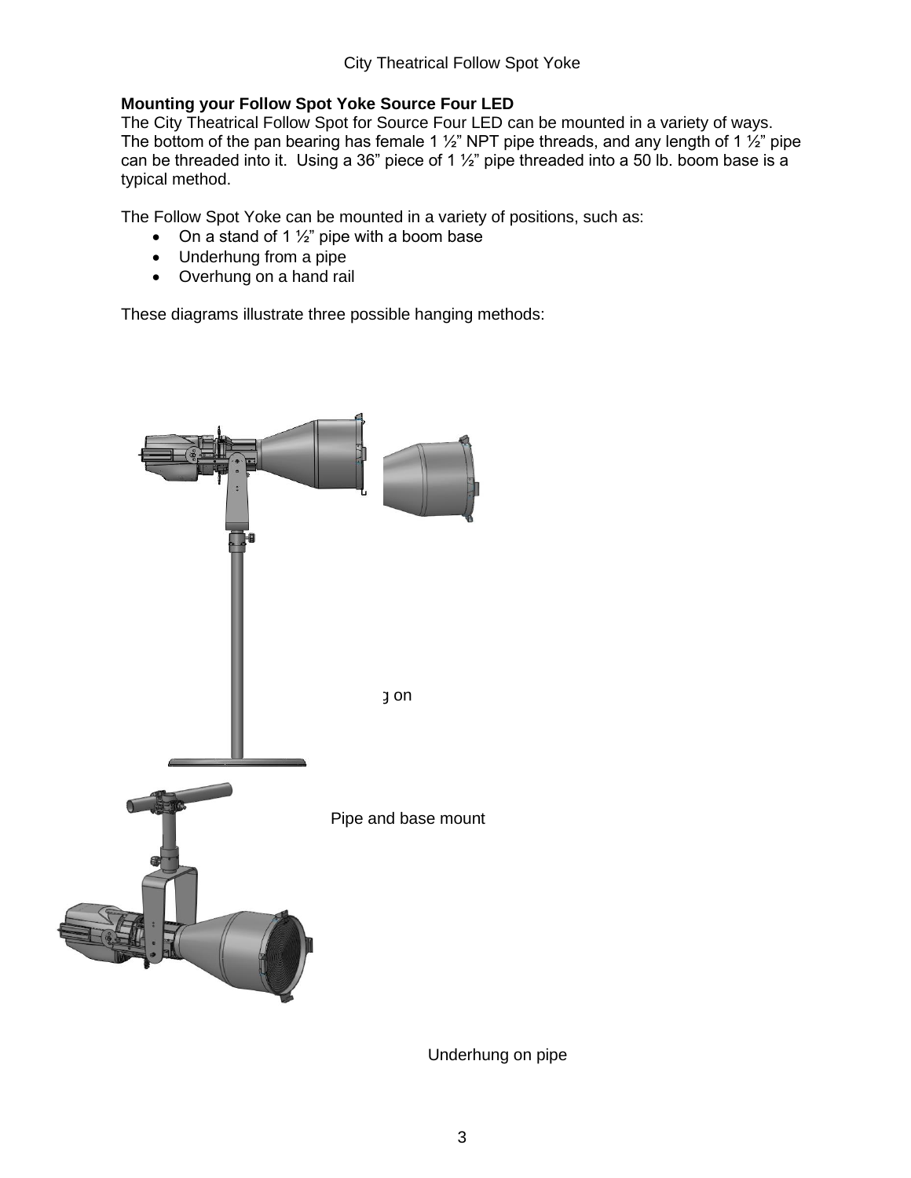### Mounting your Follow Spot Yoke Source Four LED

The City Theatrical Follow Spot for Source Four LED can be mounted in a variety of ways. The bottom of the pan bearing has female 1 ½" NPT pipe threads, and any length of 1 ½" pipe can be threaded into it. Using a 36" piece of 1 ½" pipe threaded into a 50 lb. boom base is a typical method.

The Follow Spot Yoke can be mounted in a variety of positions, such as:

- On a stand of 1 ½" pipe with a boom base
- Underhung from a pipe
- Overhung on a hand rail

These diagrams illustrate three possible hanging methods:

g on

Pipe and base mount

Underhung on pipe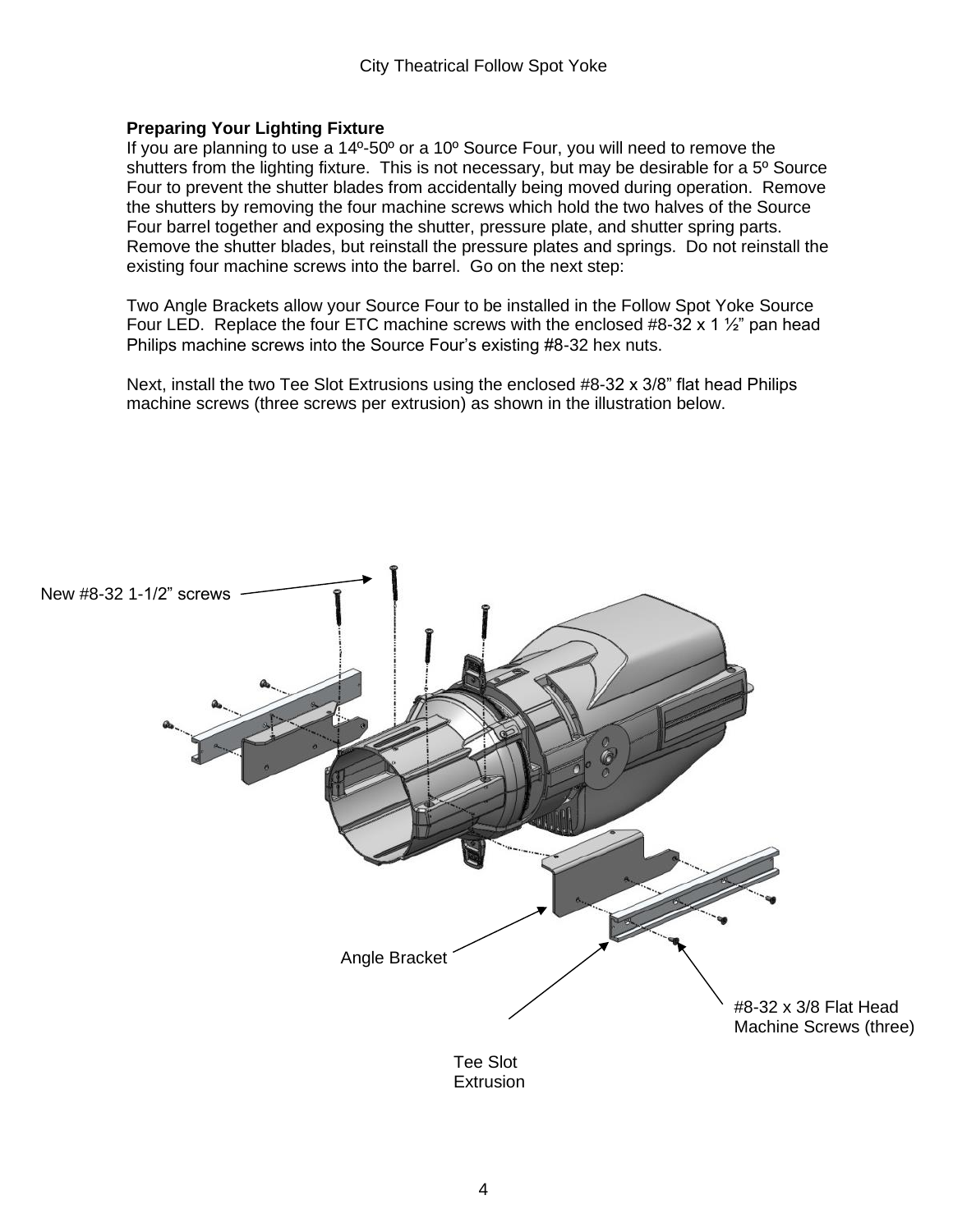**Preparing Your Lighting Fixture**

If you are planning to use a 14º-50º or a 10º Source Four, you will need to remove the shutters from the lighting fixture. This is not necessary, but may be desirable for a 5º Source Four to prevent the shutter blades from accidentally being moved during operation. Remove the shutters by removing the four machine screws which hold the two halves of the Source Four barrel together and exposing the shutter, pressure plate, and shutter spring parts. Remove the shutter blades, but reinstall the pressure plates and springs. Do not reinstall the existing four machine screws into the barrel. Go on the next step:

Two Angle Brackets allow your Source Four to be installed in the Follow Spot Yoke Source Four LED. Replace the four ETC machine screws with the enclosed #8-32 x 1 ½" pan head Philips machine screws into the Source Four's existing #8-32 hex nuts.

Next, install the two Tee Slot Extrusions using the enclosed #8-32 x 3/8" flat head Philips machine screws (three screws per extrusion) as shown in the illustration below.

New #8-32 1-1/2" screws

Angle Bracket

Tee Slot Extrusion

#8-32 x 3/8 Flat Head Machine Screws (three)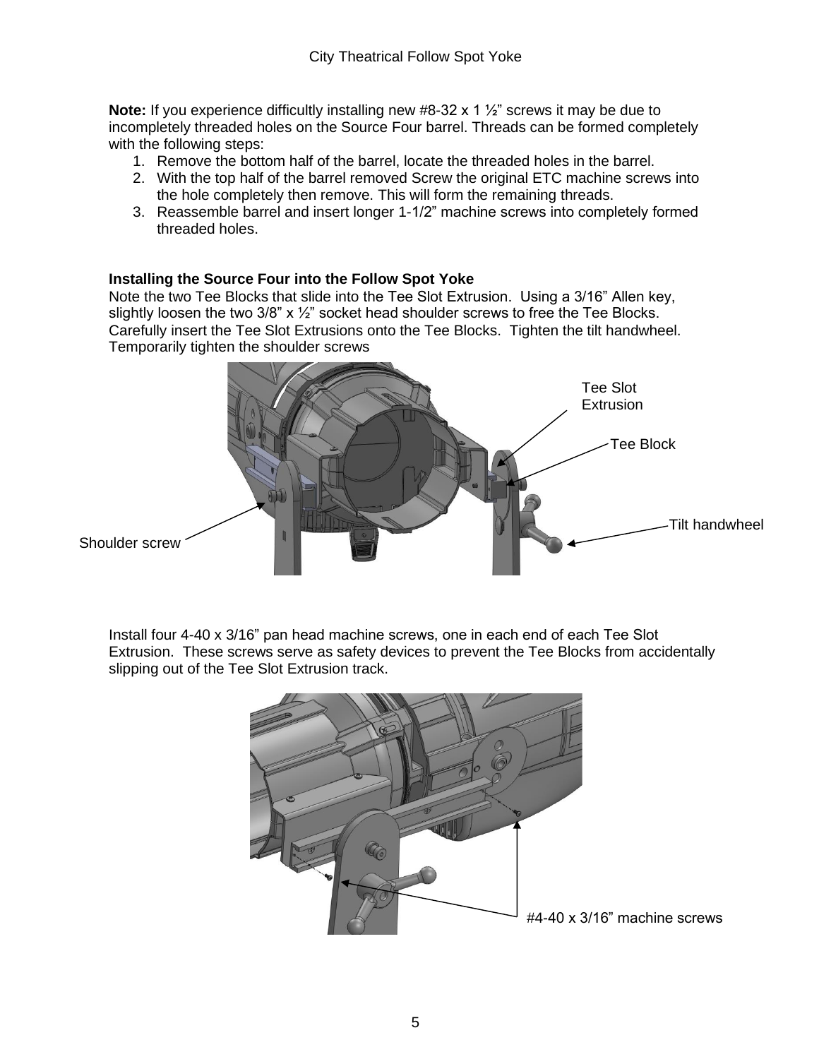**Note:** If you experience difficultly installing new #8-32 x 1 ½" screws it may be due to incompletely threaded holes on the Source Four barrel. Threads can be formed completely with the following steps:

1. Remove the bottom half of the barrel, locate the threaded holes in the barrel.
2. With the top half of the barrel removed Screw the original ETC machine screws into the hole completely then remove. This will form the remaining threads.
3. Reassemble barrel and insert longer 1-1/2" machine screws into completely formed threaded holes.

**Installing the Source Four into the Follow Spot Yoke**

Note the two Tee Blocks that slide into the Tee Slot Extrusion. Using a 3/16" Allen key, slightly loosen the two 3/8" x ½" socket head shoulder screws to free the Tee Blocks. Carefully insert the Tee Slot Extrusions onto the Tee Blocks. Tighten the tilt handwheel. Temporarily tighten the shoulder screws

Tee Slot Extrusion

Tee Block

Tilt handwheel

Shoulder screw

Install four 4-40 x 3/16" pan head machine screws, one in each end of each Tee Slot Extrusion. These screws serve as safety devices to prevent the Tee Blocks from accidentally slipping out of the Tee Slot Extrusion track.

#4-40 x 3/16" machine screws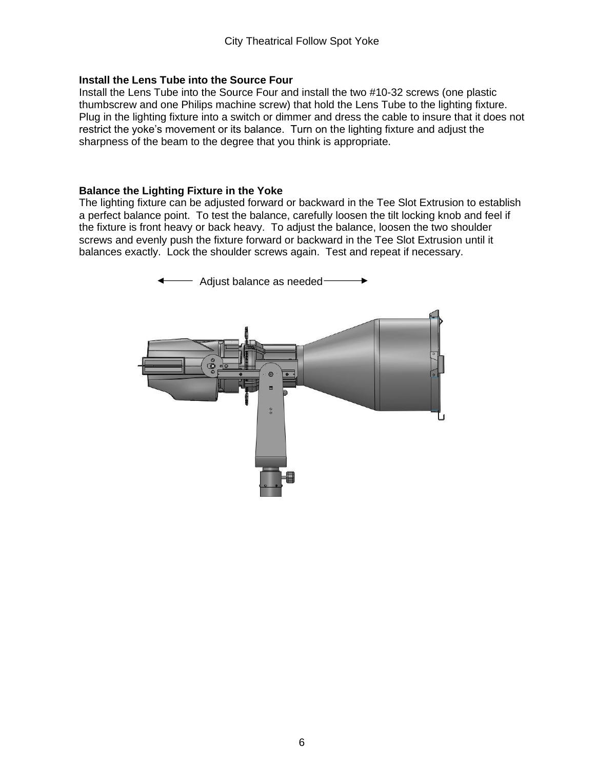## Install the Lens Tube into the Source Four

Install the Lens Tube into the Source Four and install the two #10-32 screws (one plastic thumbscrew and one Philips machine screw) that hold the Lens Tube to the lighting fixture. Plug in the lighting fixture into a switch or dimmer and dress the cable to insure that it does not restrict the yoke's movement or its balance. Turn on the lighting fixture and adjust the sharpness of the beam to the degree that you think is appropriate.

## Balance the Lighting Fixture in the Yoke

The lighting fixture can be adjusted forward or backward in the Tee Slot Extrusion to establish a perfect balance point. To test the balance, carefully loosen the tilt locking knob and feel if the fixture is front heavy or back heavy. To adjust the balance, loosen the two shoulder screws and evenly push the fixture forward or backward in the Tee Slot Extrusion until it balances exactly. Lock the shoulder screws again. Test and repeat if necessary.

Adjust balance as needed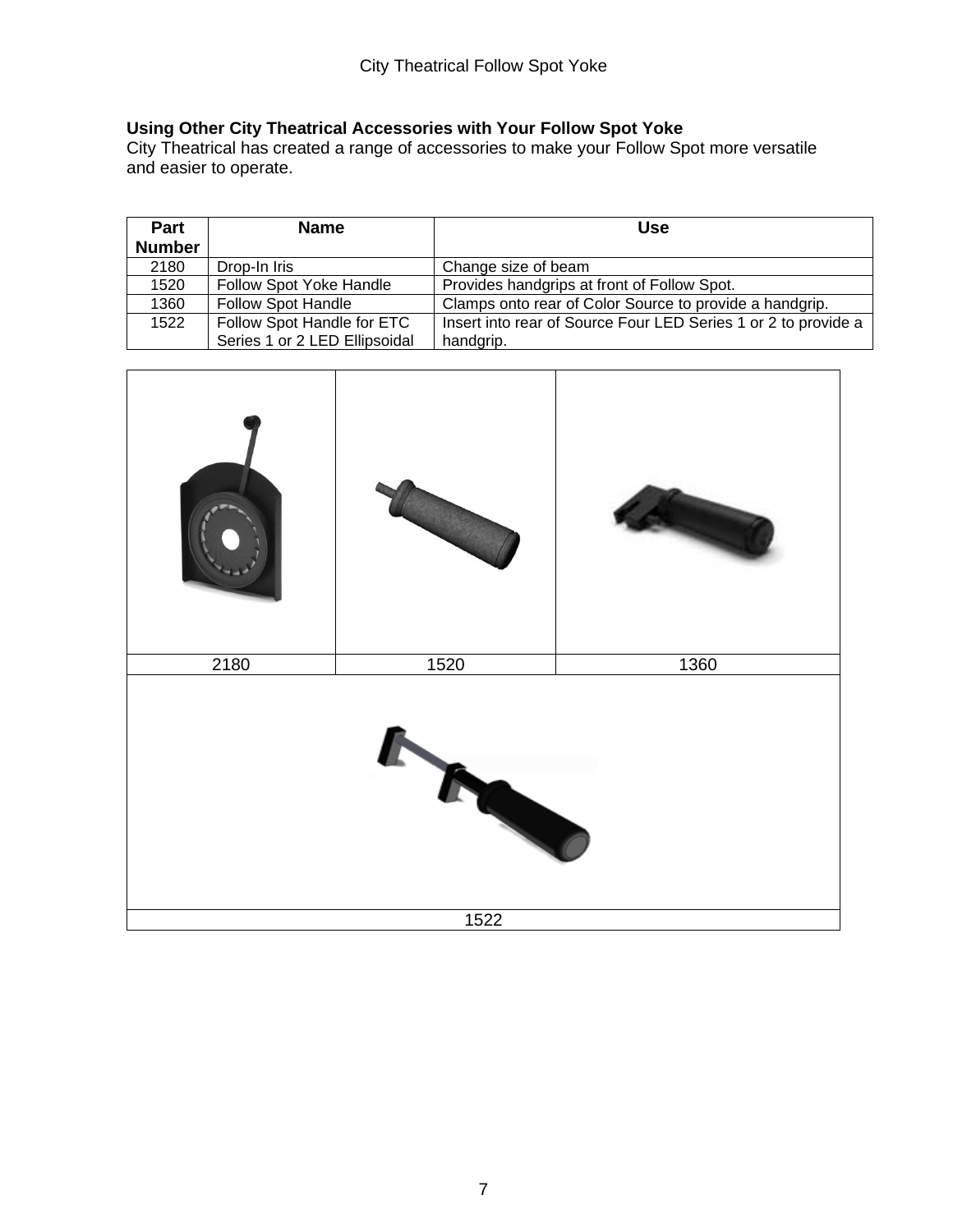**Using Other City Theatrical Accessories with Your Follow Spot Yoke**

City Theatrical has created a range of accessories to make your Follow Spot more versatile and easier to operate.

| Part Number | Name | Use |
|---|---|---|
| 2180 | Drop-In Iris | Change size of beam |
| 1520 | Follow Spot Yoke Handle | Provides handgrips at front of Follow Spot. |
| 1360 | Follow Spot Handle | Clamps onto rear of Color Source to provide a handgrip. |
| 1522 | Follow Spot Handle for ETC Series 1 or 2 LED Ellipsoidal | Insert into rear of Source Four LED Series 1 or 2 to provide a handgrip. |

| | | |
|---|---|---|
| 2180 | 1520 | 1360 |
| 1522 | | |